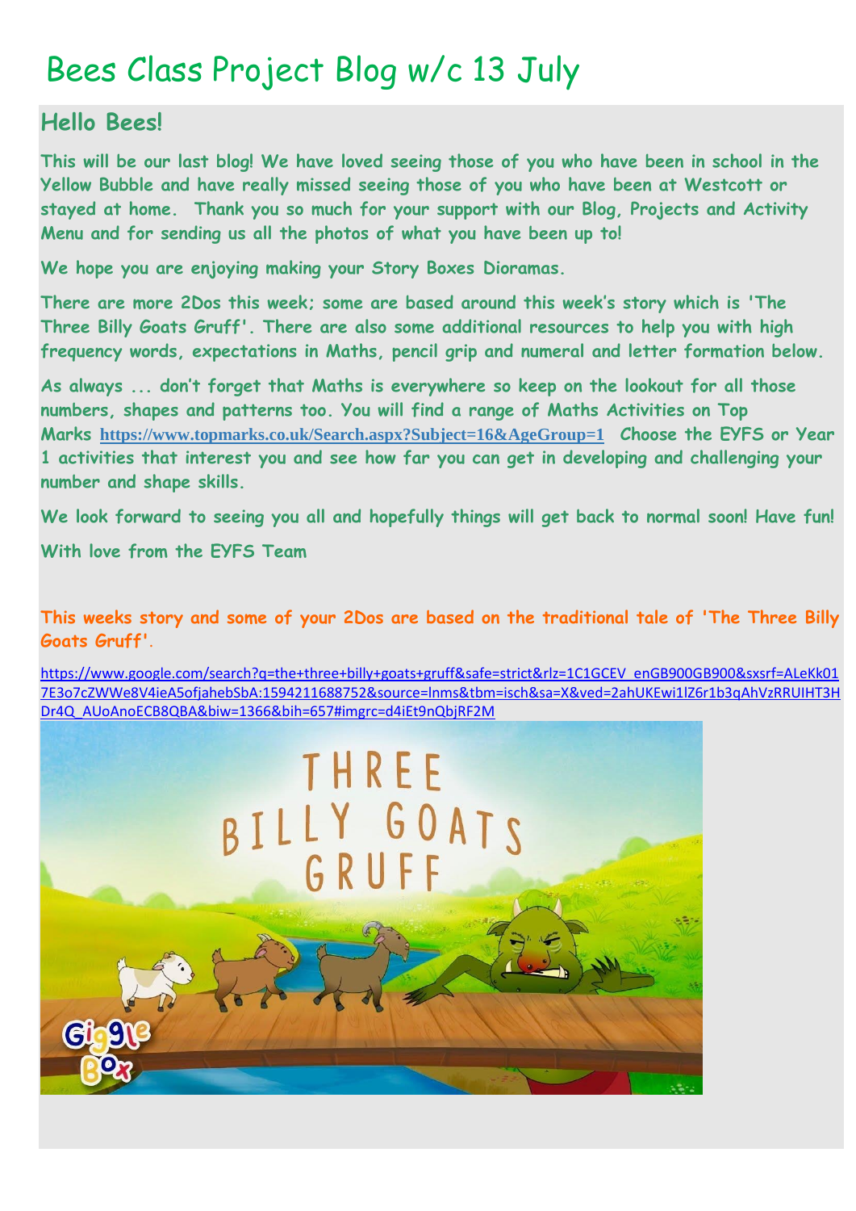# Bees Class Project Blog w/c 13 July

## Hello Bees!

**This will be our last blog! We have loved seeing those of you who have been in school in the Yellow Bubble and have really missed seeing those of you who have been at Westcott or stayed at home. Thank you so much for your support with our Blog, Projects and Activity Menu and for sending us all the photos of what you have been up to!**

**We hope you are enjoying making your Story Boxes Dioramas.**

**There are more 2Dos this week; some are based around this week's story which is 'The Three Billy Goats Gruff'. There are also some additional resources to help you with high frequency words, expectations in Maths, pencil grip and numeral and letter formation below.**

**As always ... don't forget that Maths is everywhere so keep on the lookout for all those numbers, shapes and patterns too. You will find a range of Maths Activities on Top Marks https://www.topmarks.co.uk/Search.aspx?Subject=16&AgeGroup=1 Choose the EYFS or Year 1 activities that interest you and see how far you can get in developing and challenging your number and shape skills.**

**We look forward to seeing you all and hopefully things will get back to normal soon! Have fun!**

**With love from the EYFS Team**

**This weeks story and some of your 2Dos are based on the traditional tale of 'The Three Billy Goats Gruff'.**

https://www.google.com/search?q=the+three+billy+goats+gruff&safe=strict&rlz=1C1GCEV_enGB900GB900&sxsrf=ALeKk017E3o7cZWWe8V4ieA5ofjahebSbA:1594211688752&source=lnms&tbm=isch&sa=X&ved=2ahUKEwi1lZ6r1b3qAhVzRRUIHT3HDr4Q_AUoAnoECB8QBA&biw=1366&bih=657#imgrc=d4iEt9nQbjRF2M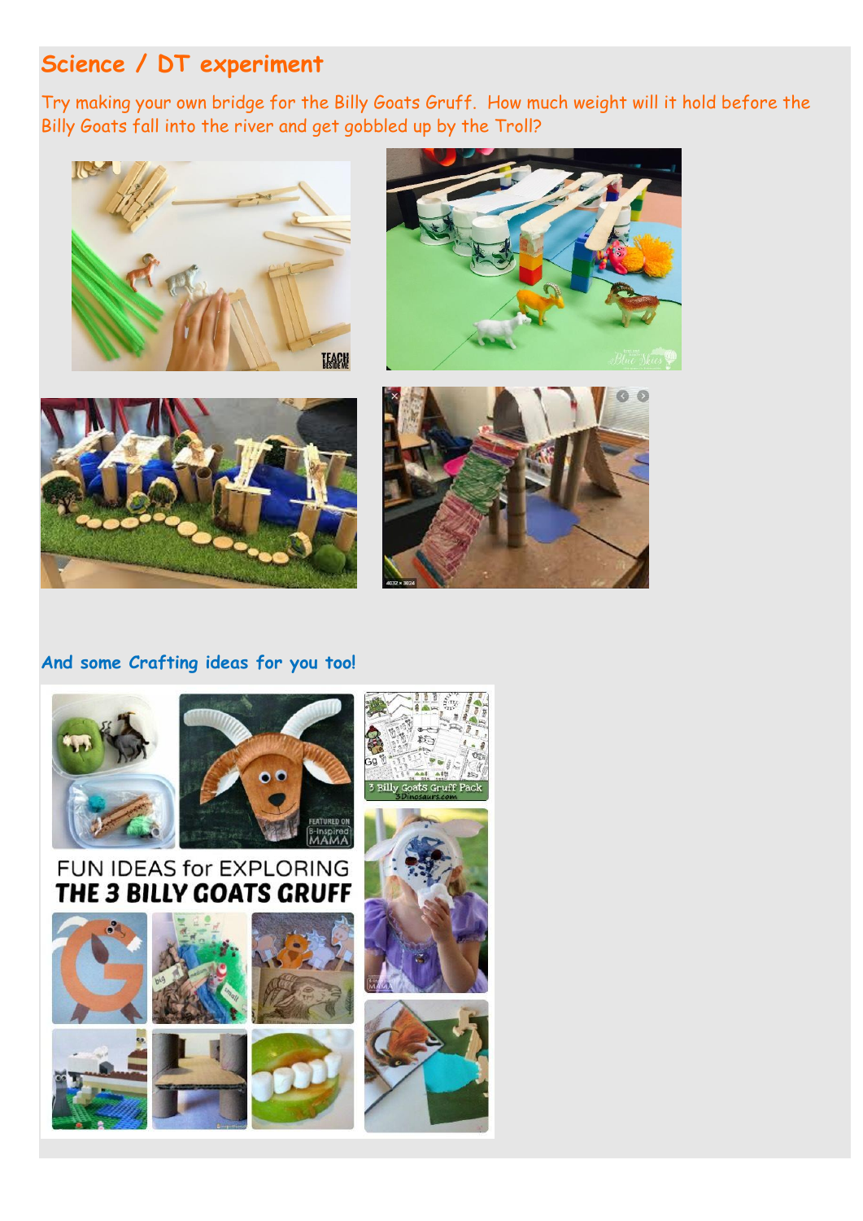## Science / DT experiment

Try making your own bridge for the Billy Goats Gruff. How much weight will it hold before the Billy Goats fall into the river and get gobbled up by the Troll?

## And some Crafting ideas for you too!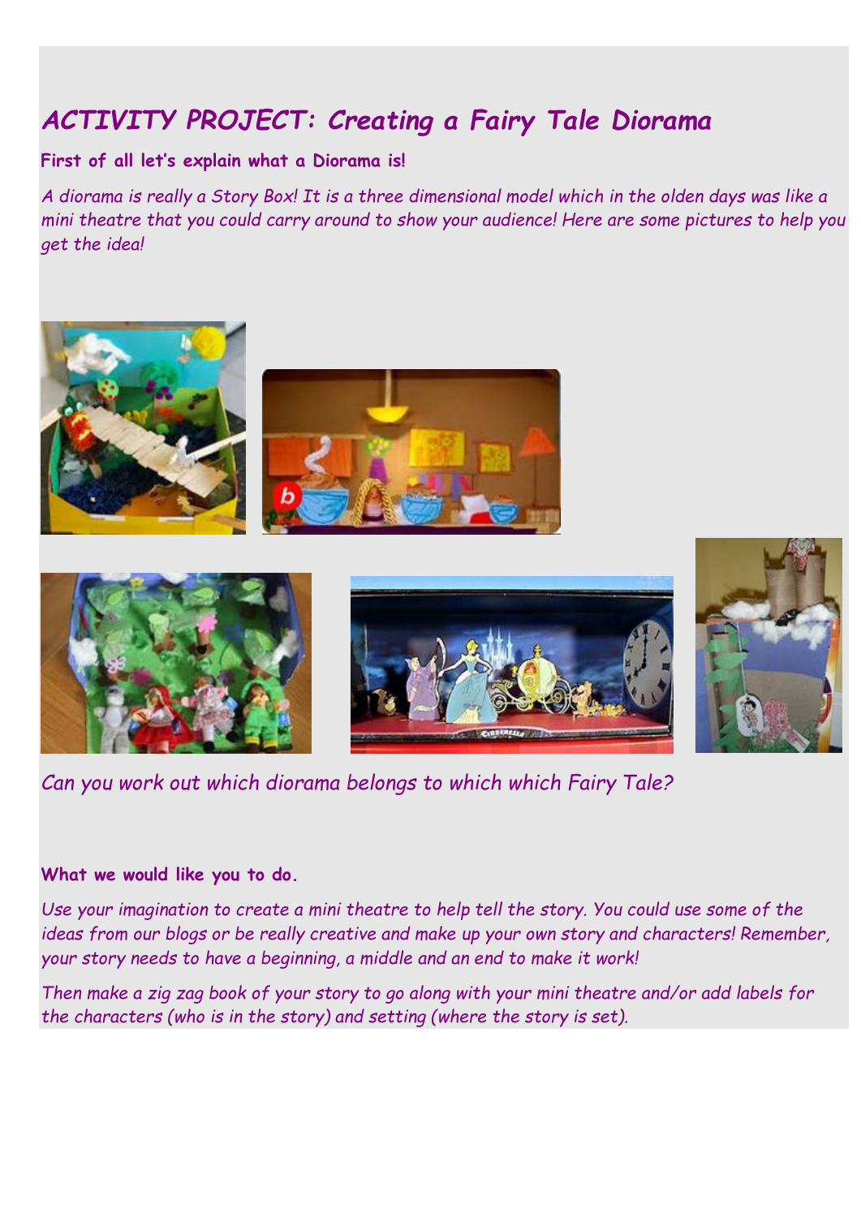# *ACTIVITY PROJECT: Creating a Fairy Tale Diorama*

**First of all let's explain what a Diorama is!**

*A diorama is really a Story Box! It is a three dimensional model which in the olden days was like a mini theatre that you could carry around to show your audience! Here are some pictures to help you get the idea!*

*Can you work out which diorama belongs to which which Fairy Tale?*

**What we would like you to do.**

*Use your imagination to create a mini theatre to help tell the story. You could use some of the ideas from our blogs or be really creative and make up your own story and characters! Remember, your story needs to have a beginning, a middle and an end to make it work!*

*Then make a zig zag book of your story to go along with your mini theatre and/or add labels for the characters (who is in the story) and setting (where the story is set).*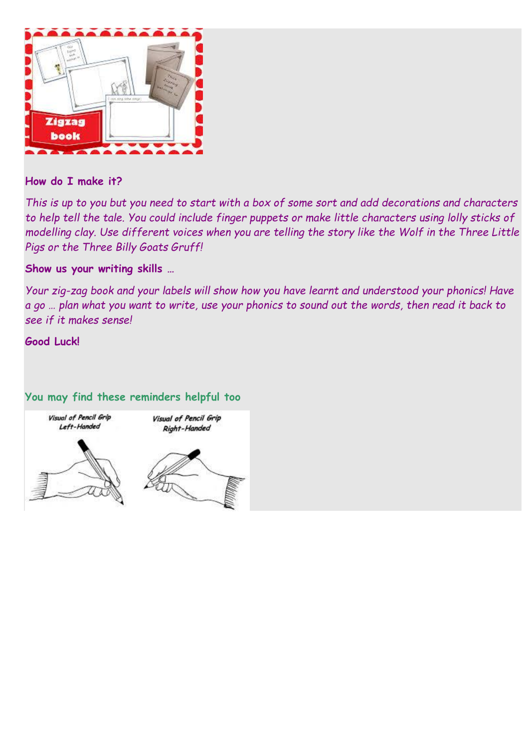**How do I make it?**

*This is up to you but you need to start with a box of some sort and add decorations and characters to help tell the tale. You could include finger puppets or make little characters using lolly sticks of modelling clay. Use different voices when you are telling the story like the Wolf in the Three Little Pigs or the Three Billy Goats Gruff!*

**Show us your writing skills …**

*Your zig-zag book and your labels will show how you have learnt and understood your phonics! Have a go … plan what you want to write, use your phonics to sound out the words, then read it back to see if it makes sense!*

**Good Luck!**

**You may find these reminders helpful too**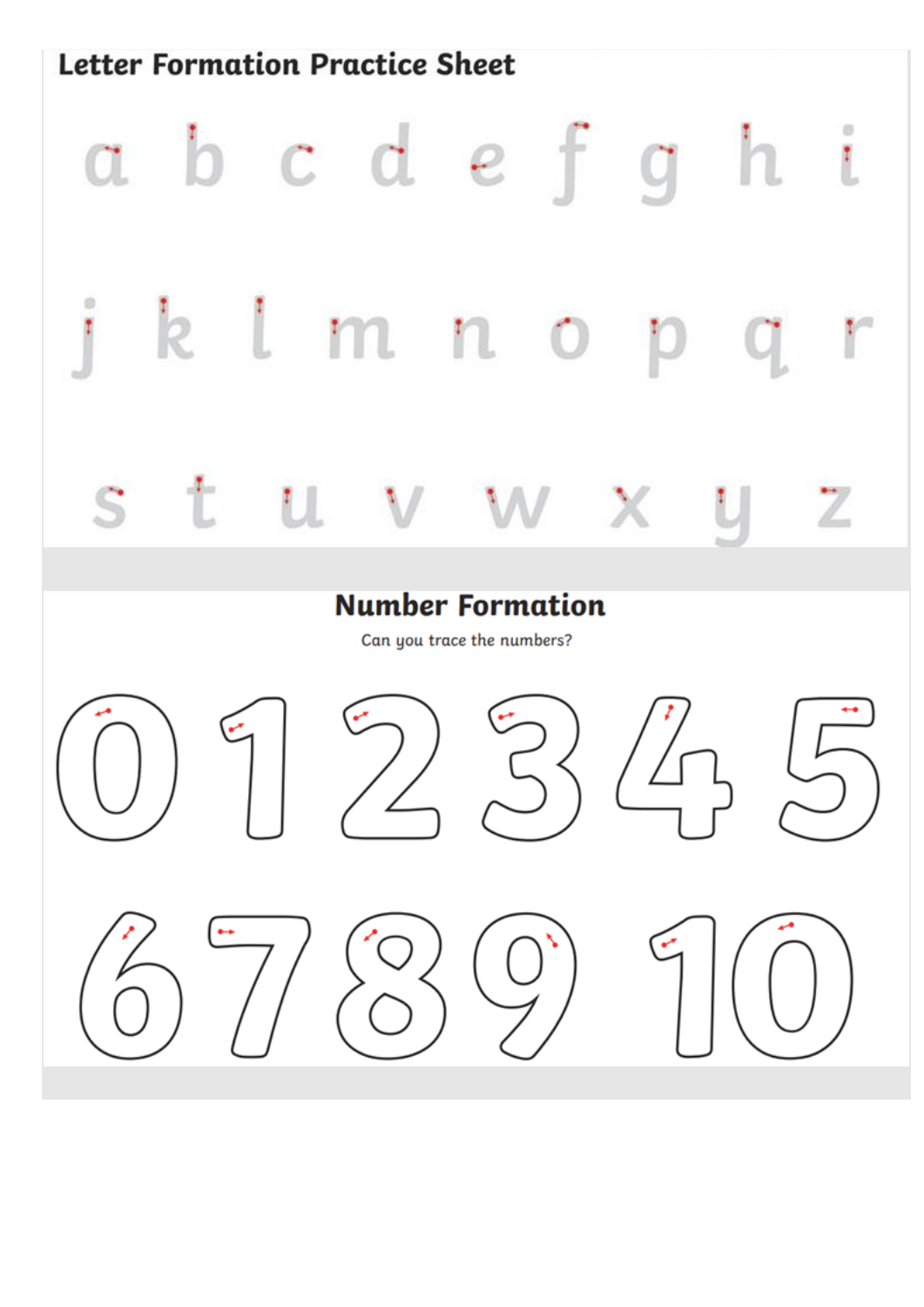# Letter Formation Practice Sheet

a b c d e f g h i

j k l m n o p q r

s t u v w x y z

## Number Formation

Can you trace the numbers?

0 1 2 3 4 5

6 7 8 9 10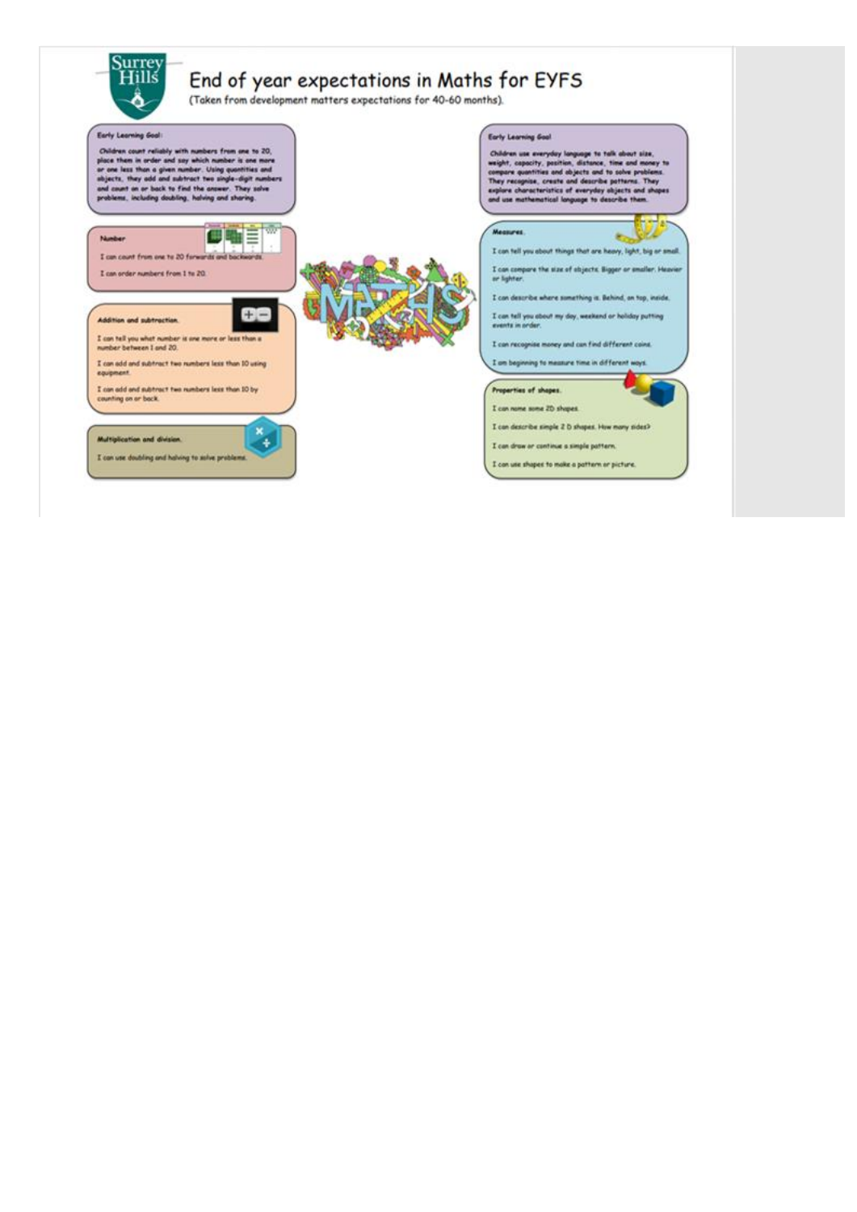# End of year expectations in Maths for EYFS

(Taken from development matters expectations for 40-60 months).

**Early Learning Goal:**

Children count reliably with numbers from one to 20, place them in order and say which number is one more or one less than a given number. Using quantities and objects, they add and subtract two single-digit numbers and count on or back to find the answer. They solve problems, including doubling, halving and sharing.

**Number**

I can count from one to 20 forwards and backwards.

I can order numbers from 1 to 20.

**Addition and subtraction.**

I can tell you what number is one more or less than a number between 1 and 20.

I can add and subtract two numbers less than 10 using equipment.

I can add and subtract two numbers less than 10 by counting on or back.

**Multiplication and division.**

I can use doubling and halving to solve problems.

**Early Learning Goal**

Children use everyday language to talk about size, weight, capacity, position, distance, time and money to compare quantities and objects and to solve problems. They recognise, create and describe patterns. They explore characteristics of everyday objects and shapes and use mathematical language to describe them.

**Measures.**

I can tell you about things that are heavy, light, big or small.

I can compare the size of objects. Bigger or smaller. Heavier or lighter.

I can describe where something is. Behind, on top, inside.

I can tell you about my day, weekend or holiday putting events in order.

I can recognise money and can find different coins.

I am beginning to measure time in different ways.

**Properties of shapes.**

I can name some 2D shapes.

I can describe simple 2 D shapes. How many sides?

I can draw or continue a simple pattern.

I can use shapes to make a pattern or picture.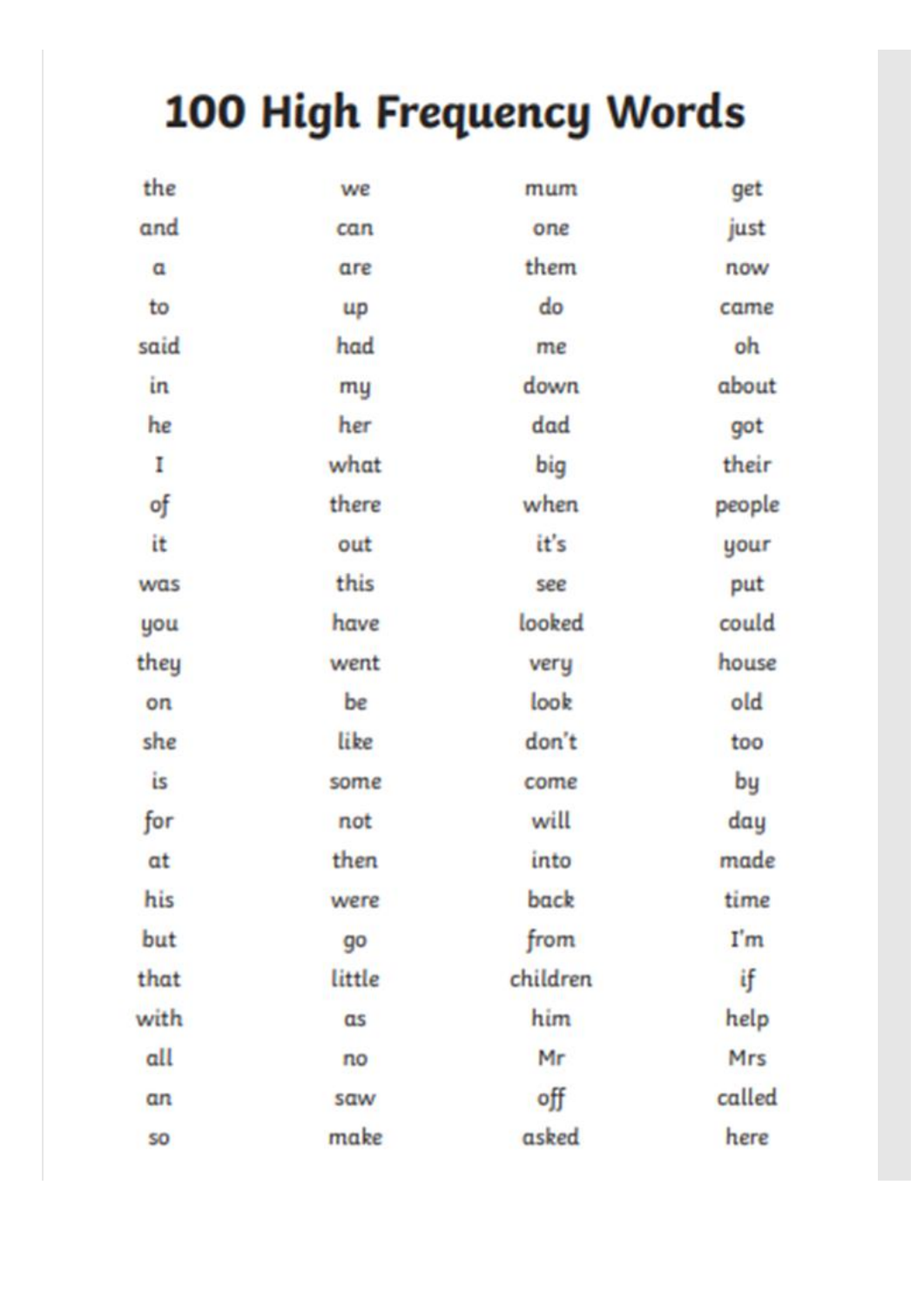# 100 High Frequency Words

| | | | |
|---|---|---|---|
| the | we | mum | get |
| and | can | one | just |
| a | are | them | now |
| to | up | do | came |
| said | had | me | oh |
| in | my | down | about |
| he | her | dad | got |
| I | what | big | their |
| of | there | when | people |
| it | out | it's | your |
| was | this | see | put |
| you | have | looked | could |
| they | went | very | house |
| on | be | look | old |
| she | like | don't | too |
| is | some | come | by |
| for | not | will | day |
| at | then | into | made |
| his | were | back | time |
| but | go | from | I'm |
| that | little | children | if |
| with | as | him | help |
| all | no | Mr | Mrs |
| an | saw | off | called |
| so | make | asked | here |